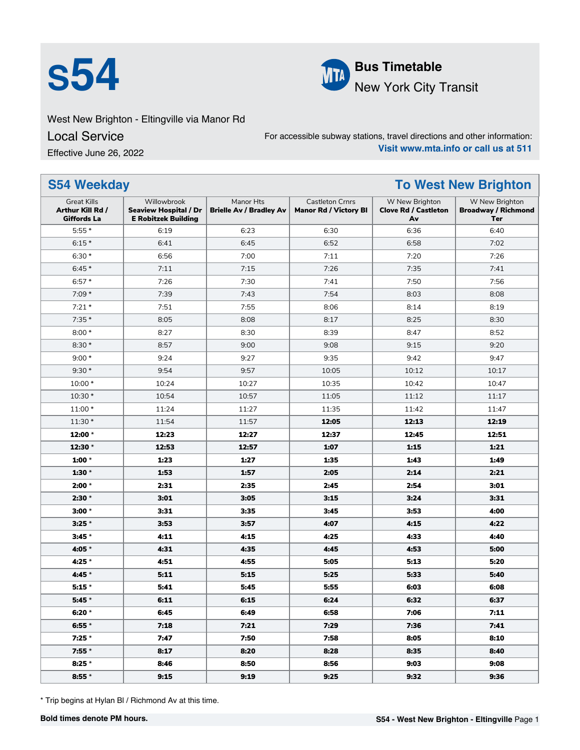# S54

**Bus Timetable**

New York City Transit

West New Brighton - Eltingville via Manor Rd

Local Service

Effective June 26, 2022

For accessible subway stations, travel directions and other information:
**Visit www.mta.info or call us at 511**

## S54 Weekday — To West New Brighton

| Great Kills **Arthur Kill Rd / Giffords La** | Willowbrook **Seaview Hospital / Dr E Robitzek Building** | Manor Hts **Brielle Av / Bradley Av** | Castleton Crnrs **Manor Rd / Victory Bl** | W New Brighton **Clove Rd / Castleton Av** | W New Brighton **Broadway / Richmond Ter** |
|---|---|---|---|---|---|
| 5:55 * | 6:19 | 6:23 | 6:30 | 6:36 | 6:40 |
| 6:15 * | 6:41 | 6:45 | 6:52 | 6:58 | 7:02 |
| 6:30 * | 6:56 | 7:00 | 7:11 | 7:20 | 7:26 |
| 6:45 * | 7:11 | 7:15 | 7:26 | 7:35 | 7:41 |
| 6:57 * | 7:26 | 7:30 | 7:41 | 7:50 | 7:56 |
| 7:09 * | 7:39 | 7:43 | 7:54 | 8:03 | 8:08 |
| 7:21 * | 7:51 | 7:55 | 8:06 | 8:14 | 8:19 |
| 7:35 * | 8:05 | 8:08 | 8:17 | 8:25 | 8:30 |
| 8:00 * | 8:27 | 8:30 | 8:39 | 8:47 | 8:52 |
| 8:30 * | 8:57 | 9:00 | 9:08 | 9:15 | 9:20 |
| 9:00 * | 9:24 | 9:27 | 9:35 | 9:42 | 9:47 |
| 9:30 * | 9:54 | 9:57 | 10:05 | 10:12 | 10:17 |
| 10:00 * | 10:24 | 10:27 | 10:35 | 10:42 | 10:47 |
| 10:30 * | 10:54 | 10:57 | 11:05 | 11:12 | 11:17 |
| 11:00 * | 11:24 | 11:27 | 11:35 | 11:42 | 11:47 |
| 11:30 * | 11:54 | 11:57 | **12:05** | **12:13** | **12:19** |
| **12:00** * | **12:23** | **12:27** | **12:37** | **12:45** | **12:51** |
| **12:30** * | **12:53** | **12:57** | **1:07** | **1:15** | **1:21** |
| **1:00** * | **1:23** | **1:27** | **1:35** | **1:43** | **1:49** |
| **1:30** * | **1:53** | **1:57** | **2:05** | **2:14** | **2:21** |
| **2:00** * | **2:31** | **2:35** | **2:45** | **2:54** | **3:01** |
| **2:30** * | **3:01** | **3:05** | **3:15** | **3:24** | **3:31** |
| **3:00** * | **3:31** | **3:35** | **3:45** | **3:53** | **4:00** |
| **3:25** * | **3:53** | **3:57** | **4:07** | **4:15** | **4:22** |
| **3:45** * | **4:11** | **4:15** | **4:25** | **4:33** | **4:40** |
| **4:05** * | **4:31** | **4:35** | **4:45** | **4:53** | **5:00** |
| **4:25** * | **4:51** | **4:55** | **5:05** | **5:13** | **5:20** |
| **4:45** * | **5:11** | **5:15** | **5:25** | **5:33** | **5:40** |
| **5:15** * | **5:41** | **5:45** | **5:55** | **6:03** | **6:08** |
| **5:45** * | **6:11** | **6:15** | **6:24** | **6:32** | **6:37** |
| **6:20** * | **6:45** | **6:49** | **6:58** | **7:06** | **7:11** |
| **6:55** * | **7:18** | **7:21** | **7:29** | **7:36** | **7:41** |
| **7:25** * | **7:47** | **7:50** | **7:58** | **8:05** | **8:10** |
| **7:55** * | **8:17** | **8:20** | **8:28** | **8:35** | **8:40** |
| **8:25** * | **8:46** | **8:50** | **8:56** | **9:03** | **9:08** |
| **8:55** * | **9:15** | **9:19** | **9:25** | **9:32** | **9:36** |

* Trip begins at Hylan Bl / Richmond Av at this time.

**Bold times denote PM hours.**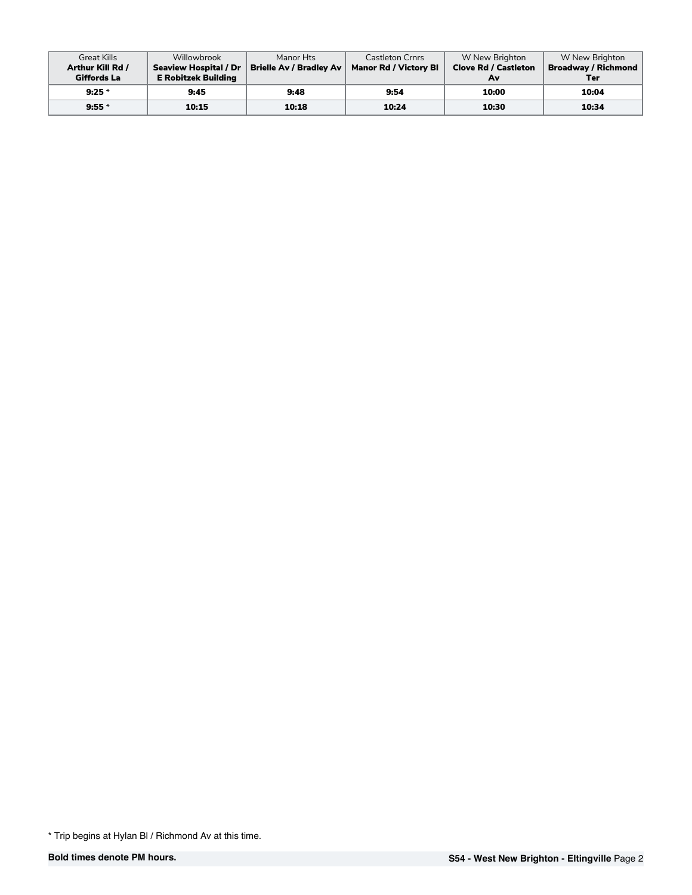| Great Kills **Arthur Kill Rd / Giffords La** | Willowbrook **Seaview Hospital / Dr E Robitzek Building** | Manor Hts **Brielle Av / Bradley Av** | Castleton Crnrs **Manor Rd / Victory Bl** | W New Brighton **Clove Rd / Castleton Av** | W New Brighton **Broadway / Richmond Ter** |
|---|---|---|---|---|---|
| **9:25** * | **9:45** | **9:48** | **9:54** | **10:00** | **10:04** |
| **9:55** * | **10:15** | **10:18** | **10:24** | **10:30** | **10:34** |

* Trip begins at Hylan Bl / Richmond Av at this time.

**Bold times denote PM hours.**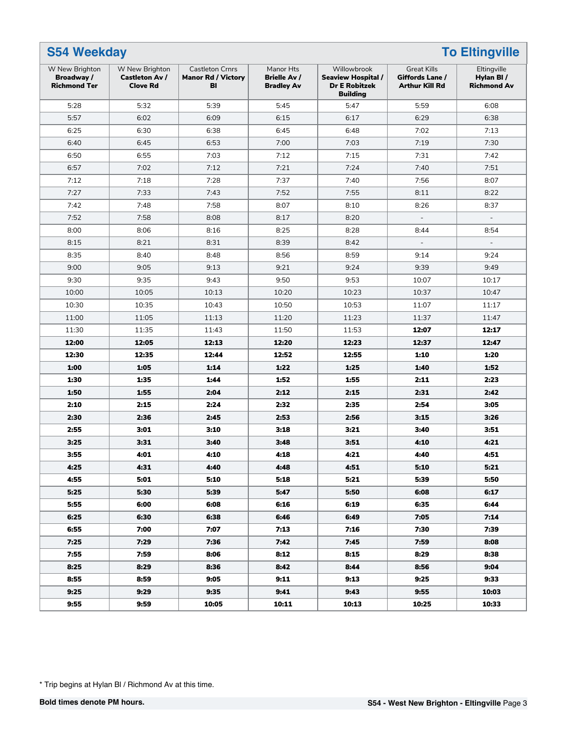## S54 Weekday — To Eltingville

| W New Brighton **Broadway / Richmond Ter** | W New Brighton **Castleton Av / Clove Rd** | Castleton Crnrs **Manor Rd / Victory Bl** | Manor Hts **Brielle Av / Bradley Av** | Willowbrook **Seaview Hospital / Dr E Robitzek Building** | Great Kills **Giffords Lane / Arthur Kill Rd** | Eltingville **Hylan Bl / Richmond Av** |
|---|---|---|---|---|---|---|
| 5:28 | 5:32 | 5:39 | 5:45 | 5:47 | 5:59 | 6:08 |
| 5:57 | 6:02 | 6:09 | 6:15 | 6:17 | 6:29 | 6:38 |
| 6:25 | 6:30 | 6:38 | 6:45 | 6:48 | 7:02 | 7:13 |
| 6:40 | 6:45 | 6:53 | 7:00 | 7:03 | 7:19 | 7:30 |
| 6:50 | 6:55 | 7:03 | 7:12 | 7:15 | 7:31 | 7:42 |
| 6:57 | 7:02 | 7:12 | 7:21 | 7:24 | 7:40 | 7:51 |
| 7:12 | 7:18 | 7:28 | 7:37 | 7:40 | 7:56 | 8:07 |
| 7:27 | 7:33 | 7:43 | 7:52 | 7:55 | 8:11 | 8:22 |
| 7:42 | 7:48 | 7:58 | 8:07 | 8:10 | 8:26 | 8:37 |
| 7:52 | 7:58 | 8:08 | 8:17 | 8:20 | - | - |
| 8:00 | 8:06 | 8:16 | 8:25 | 8:28 | 8:44 | 8:54 |
| 8:15 | 8:21 | 8:31 | 8:39 | 8:42 | - | - |
| 8:35 | 8:40 | 8:48 | 8:56 | 8:59 | 9:14 | 9:24 |
| 9:00 | 9:05 | 9:13 | 9:21 | 9:24 | 9:39 | 9:49 |
| 9:30 | 9:35 | 9:43 | 9:50 | 9:53 | 10:07 | 10:17 |
| 10:00 | 10:05 | 10:13 | 10:20 | 10:23 | 10:37 | 10:47 |
| 10:30 | 10:35 | 10:43 | 10:50 | 10:53 | 11:07 | 11:17 |
| 11:00 | 11:05 | 11:13 | 11:20 | 11:23 | 11:37 | 11:47 |
| 11:30 | 11:35 | 11:43 | 11:50 | 11:53 | **12:07** | **12:17** |
| **12:00** | **12:05** | **12:13** | **12:20** | **12:23** | **12:37** | **12:47** |
| **12:30** | **12:35** | **12:44** | **12:52** | **12:55** | **1:10** | **1:20** |
| **1:00** | **1:05** | **1:14** | **1:22** | **1:25** | **1:40** | **1:52** |
| **1:30** | **1:35** | **1:44** | **1:52** | **1:55** | **2:11** | **2:23** |
| **1:50** | **1:55** | **2:04** | **2:12** | **2:15** | **2:31** | **2:42** |
| **2:10** | **2:15** | **2:24** | **2:32** | **2:35** | **2:54** | **3:05** |
| **2:30** | **2:36** | **2:45** | **2:53** | **2:56** | **3:15** | **3:26** |
| **2:55** | **3:01** | **3:10** | **3:18** | **3:21** | **3:40** | **3:51** |
| **3:25** | **3:31** | **3:40** | **3:48** | **3:51** | **4:10** | **4:21** |
| **3:55** | **4:01** | **4:10** | **4:18** | **4:21** | **4:40** | **4:51** |
| **4:25** | **4:31** | **4:40** | **4:48** | **4:51** | **5:10** | **5:21** |
| **4:55** | **5:01** | **5:10** | **5:18** | **5:21** | **5:39** | **5:50** |
| **5:25** | **5:30** | **5:39** | **5:47** | **5:50** | **6:08** | **6:17** |
| **5:55** | **6:00** | **6:08** | **6:16** | **6:19** | **6:35** | **6:44** |
| **6:25** | **6:30** | **6:38** | **6:46** | **6:49** | **7:05** | **7:14** |
| **6:55** | **7:00** | **7:07** | **7:13** | **7:16** | **7:30** | **7:39** |
| **7:25** | **7:29** | **7:36** | **7:42** | **7:45** | **7:59** | **8:08** |
| **7:55** | **7:59** | **8:06** | **8:12** | **8:15** | **8:29** | **8:38** |
| **8:25** | **8:29** | **8:36** | **8:42** | **8:44** | **8:56** | **9:04** |
| **8:55** | **8:59** | **9:05** | **9:11** | **9:13** | **9:25** | **9:33** |
| **9:25** | **9:29** | **9:35** | **9:41** | **9:43** | **9:55** | **10:03** |
| **9:55** | **9:59** | **10:05** | **10:11** | **10:13** | **10:25** | **10:33** |

* Trip begins at Hylan Bl / Richmond Av at this time.

**Bold times denote PM hours.**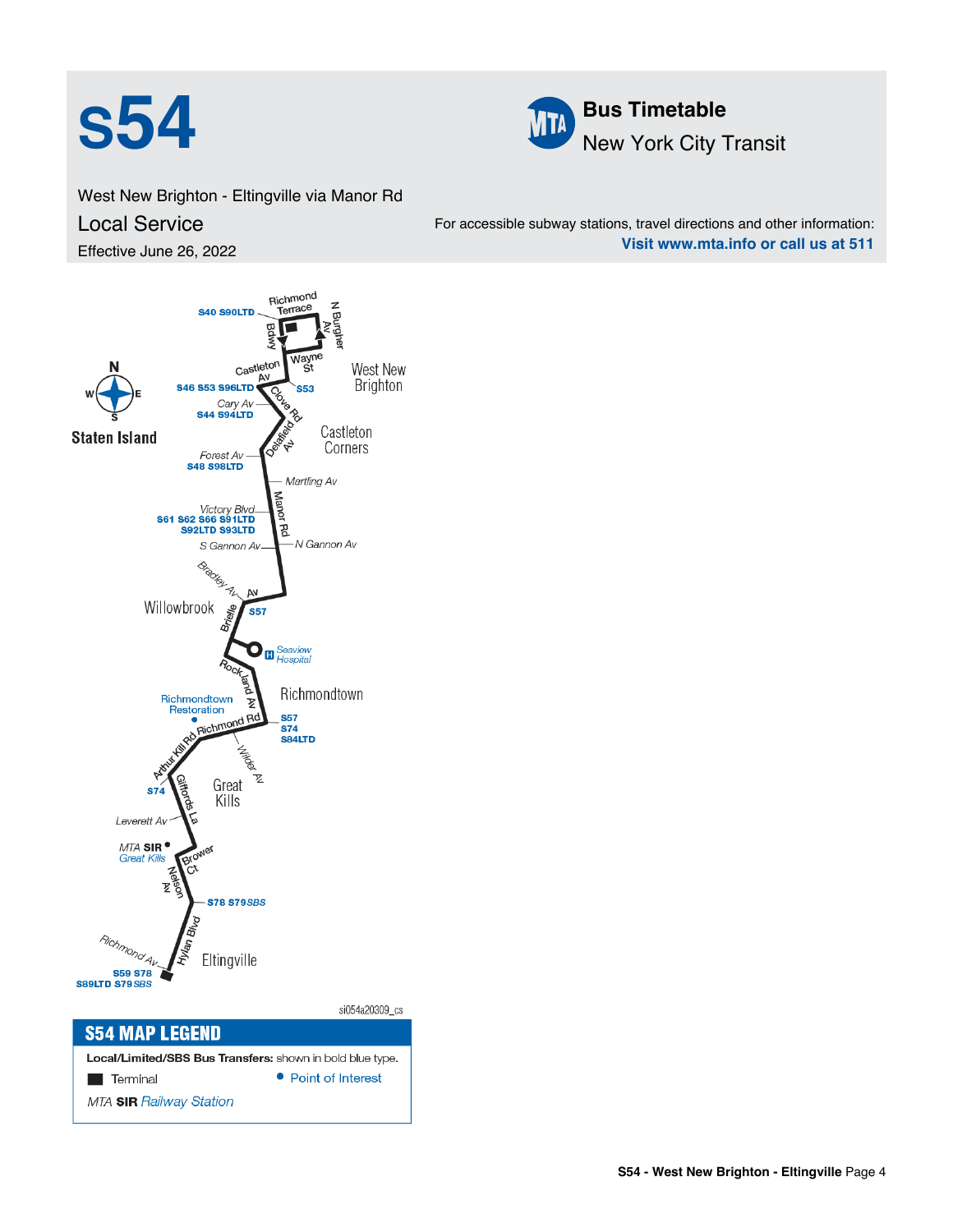# S54

## Bus Timetable

New York City Transit

West New Brighton - Eltingville via Manor Rd

Local Service

Effective June 26, 2022

For accessible subway stations, travel directions and other information:
**Visit www.mta.info or call us at 511**

Staten Island

Richmond Terrace, N Burgher Av, Bdwy, Wayne St, Castleton Av, Clove Rd, Delafield Av, Manor Rd, Brielle Av, Rockland Av, Richmond Rd, Arthur Kill Rd, Giffords La, Brower Ct, Nelson Av, Hylan Blvd

West New Brighton, Castleton Corners, Willowbrook, Richmondtown, Great Kills, Eltingville

S40 S90LTD; S46 S53 S96LTD; S53; Cary Av – S44 S94LTD; Forest Av – S48 S98LTD; Martling Av; Victory Blvd – S61 S62 S66 S91LTD S92LTD S93LTD; S Gannon Av; N Gannon Av; Bradley Av; S57; Seaview Hospital; Richmondtown Restoration; S57 S74 S84LTD; Wilder Av; S74; Leverett Av; MTA SIR Great Kills; S78 S79 SBS; Richmond Av; S59 S78 S89LTD S79 SBS

si054a20309_cs

## S54 MAP LEGEND

**Local/Limited/SBS Bus Transfers:** shown in bold blue type.

Terminal

Point of Interest

MTA **SIR** Railway Station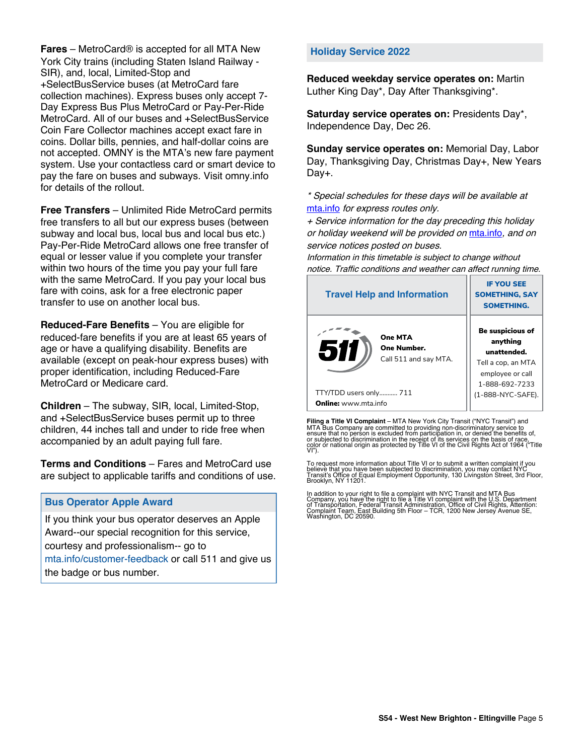**Fares** – MetroCard® is accepted for all MTA New York City trains (including Staten Island Railway - SIR), and, local, Limited-Stop and +SelectBusService buses (at MetroCard fare collection machines). Express buses only accept 7-Day Express Bus Plus MetroCard or Pay-Per-Ride MetroCard. All of our buses and +SelectBusService Coin Fare Collector machines accept exact fare in coins. Dollar bills, pennies, and half-dollar coins are not accepted. OMNY is the MTA's new fare payment system. Use your contactless card or smart device to pay the fare on buses and subways. Visit omny.info for details of the rollout.

**Free Transfers** – Unlimited Ride MetroCard permits free transfers to all but our express buses (between subway and local bus, local bus and local bus etc.) Pay-Per-Ride MetroCard allows one free transfer of equal or lesser value if you complete your transfer within two hours of the time you pay your full fare with the same MetroCard. If you pay your local bus fare with coins, ask for a free electronic paper transfer to use on another local bus.

**Reduced-Fare Benefits** – You are eligible for reduced-fare benefits if you are at least 65 years of age or have a qualifying disability. Benefits are available (except on peak-hour express buses) with proper identification, including Reduced-Fare MetroCard or Medicare card.

**Children** – The subway, SIR, local, Limited-Stop, and +SelectBusService buses permit up to three children, 44 inches tall and under to ride free when accompanied by an adult paying full fare.

**Terms and Conditions** – Fares and MetroCard use are subject to applicable tariffs and conditions of use.

## Bus Operator Apple Award

If you think your bus operator deserves an Apple Award--our special recognition for this service, courtesy and professionalism-- go to mta.info/customer-feedback or call 511 and give us the badge or bus number.

## Holiday Service 2022

**Reduced weekday service operates on:** Martin Luther King Day*, Day After Thanksgiving*.

**Saturday service operates on:** Presidents Day*, Independence Day, Dec 26.

**Sunday service operates on:** Memorial Day, Labor Day, Thanksgiving Day, Christmas Day+, New Years Day+.

*\* Special schedules for these days will be available at mta.info for express routes only.*

*+ Service information for the day preceding this holiday or holiday weekend will be provided on mta.info, and on service notices posted on buses.*

*Information in this timetable is subject to change without notice. Traffic conditions and weather can affect running time.*

| Travel Help and Information | IF YOU SEE SOMETHING, SAY SOMETHING. |
|---|---|
| 511 **One MTA One Number.** Call 511 and say MTA. TTY/TDD users only........... 711 **Online:** www.mta.info | **Be suspicious of anything unattended.** Tell a cop, an MTA employee or call 1-888-692-7233 (1-888-NYC-SAFE). |

**Filing a Title VI Complaint** – MTA New York City Transit ("NYC Transit") and MTA Bus Company are committed to providing non-discriminatory service to ensure that no person is excluded from participation in, or denied the benefits of, or subjected to discrimination in the receipt of its services on the basis of race, color or national origin as protected by Title VI of the Civil Rights Act of 1964 ("Title VI").

To request more information about Title VI or to submit a written complaint if you believe that you have been subjected to discrimination, you may contact NYC Transit's Office of Equal Employment Opportunity, 130 Livingston Street, 3rd Floor, Brooklyn, NY 11201.

In addition to your right to file a complaint with NYC Transit and MTA Bus Company, you have the right to file a Title VI complaint with the U.S. Department of Transportation, Federal Transit Administration, Office of Civil Rights, Attention: Complaint Team, East Building 5th Floor – TCR, 1200 New Jersey Avenue SE, Washington, DC 20590.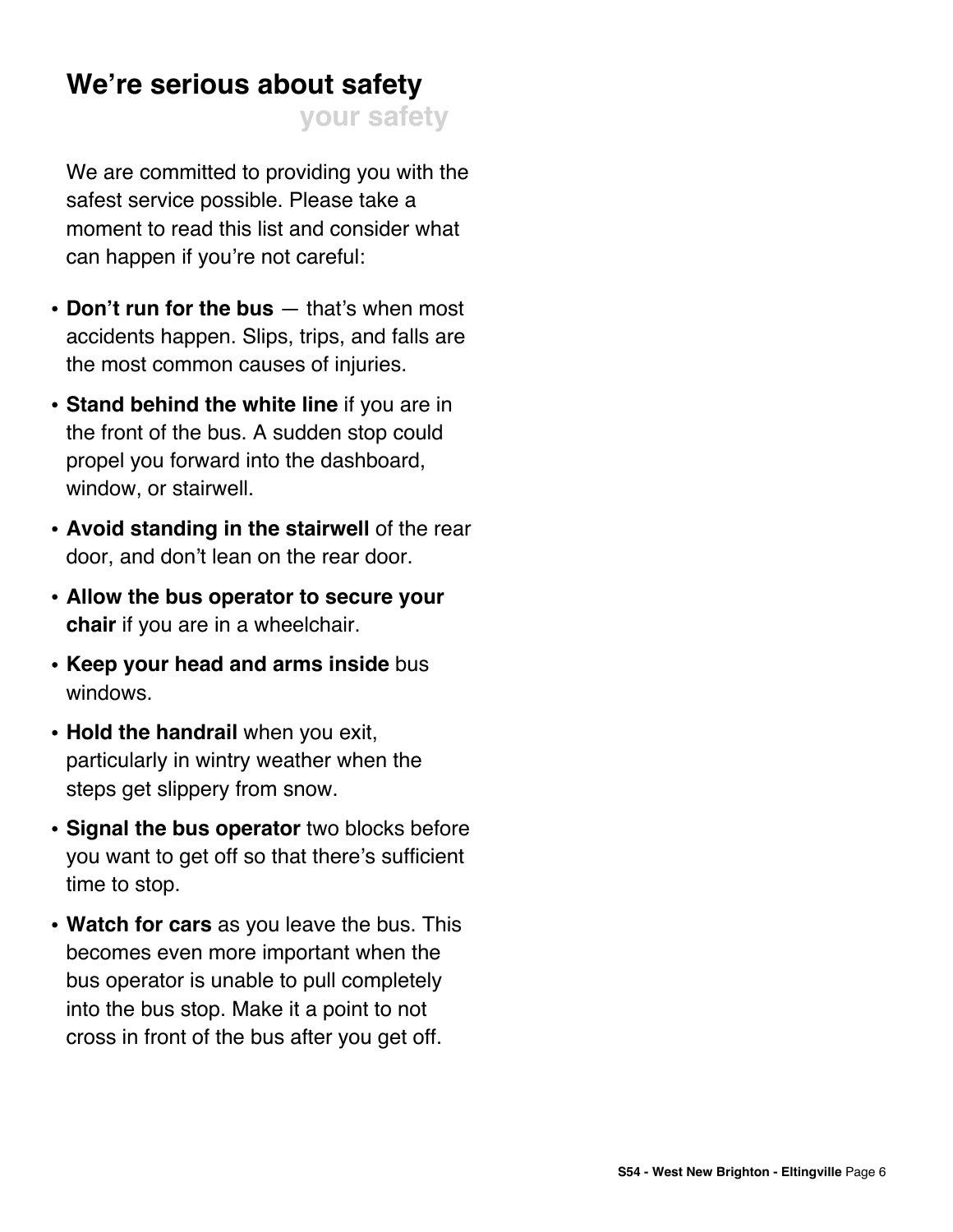## We're serious about safety

### your safety

We are committed to providing you with the safest service possible. Please take a moment to read this list and consider what can happen if you're not careful:

- **Don't run for the bus** — that's when most accidents happen. Slips, trips, and falls are the most common causes of injuries.
- **Stand behind the white line** if you are in the front of the bus. A sudden stop could propel you forward into the dashboard, window, or stairwell.
- **Avoid standing in the stairwell** of the rear door, and don't lean on the rear door.
- **Allow the bus operator to secure your chair** if you are in a wheelchair.
- **Keep your head and arms inside** bus windows.
- **Hold the handrail** when you exit, particularly in wintry weather when the steps get slippery from snow.
- **Signal the bus operator** two blocks before you want to get off so that there's sufficient time to stop.
- **Watch for cars** as you leave the bus. This becomes even more important when the bus operator is unable to pull completely into the bus stop. Make it a point to not cross in front of the bus after you get off.